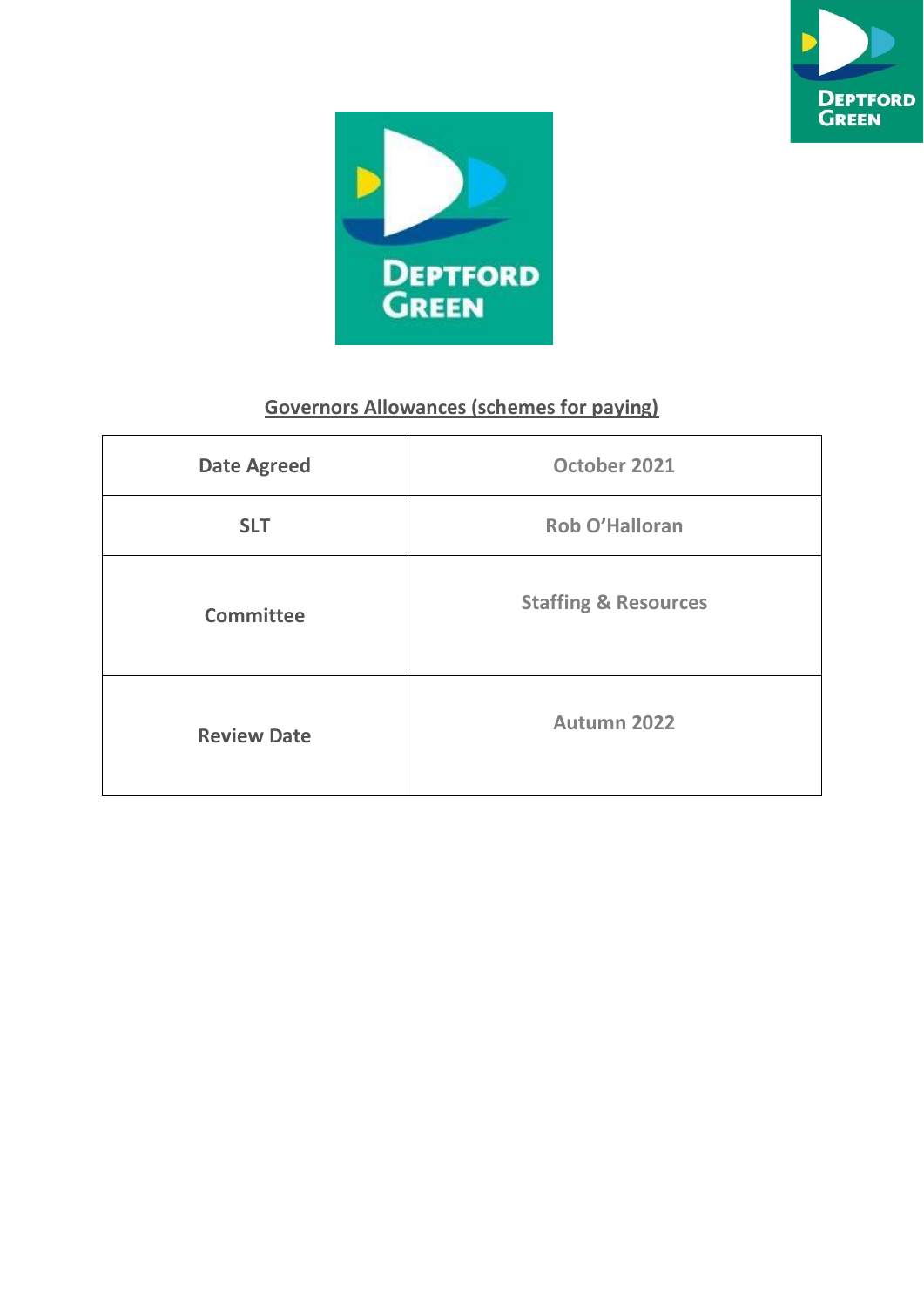## Governors Allowances (schemes for paying)

| Date Agreed | October 2021 |
|---|---|
| SLT | Rob O'Halloran |
| Committee | Staffing & Resources |
| Review Date | Autumn 2022 |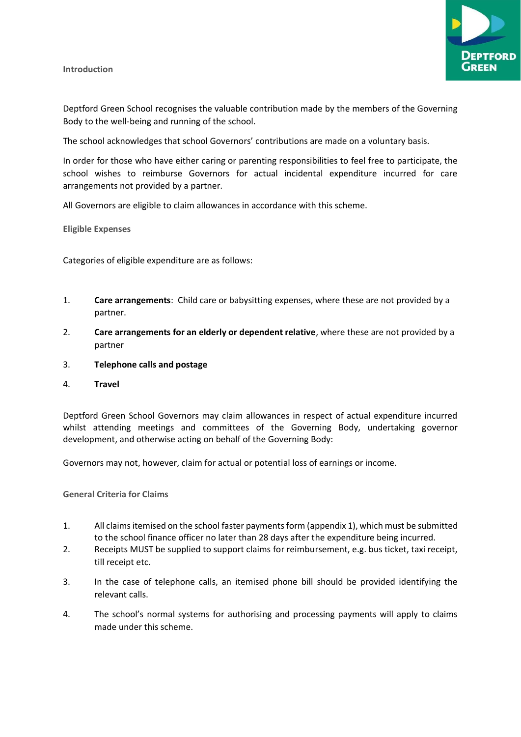## Introduction

Deptford Green School recognises the valuable contribution made by the members of the Governing Body to the well-being and running of the school.

The school acknowledges that school Governors' contributions are made on a voluntary basis.

In order for those who have either caring or parenting responsibilities to feel free to participate, the school wishes to reimburse Governors for actual incidental expenditure incurred for care arrangements not provided by a partner.

All Governors are eligible to claim allowances in accordance with this scheme.

## Eligible Expenses

Categories of eligible expenditure are as follows:

1. **Care arrangements**: Child care or babysitting expenses, where these are not provided by a partner.
2. **Care arrangements for an elderly or dependent relative**, where these are not provided by a partner
3. **Telephone calls and postage**
4. **Travel**

Deptford Green School Governors may claim allowances in respect of actual expenditure incurred whilst attending meetings and committees of the Governing Body, undertaking governor development, and otherwise acting on behalf of the Governing Body:

Governors may not, however, claim for actual or potential loss of earnings or income.

## General Criteria for Claims

1. All claims itemised on the school faster payments form (appendix 1), which must be submitted to the school finance officer no later than 28 days after the expenditure being incurred.
2. Receipts MUST be supplied to support claims for reimbursement, e.g. bus ticket, taxi receipt, till receipt etc.
3. In the case of telephone calls, an itemised phone bill should be provided identifying the relevant calls.
4. The school's normal systems for authorising and processing payments will apply to claims made under this scheme.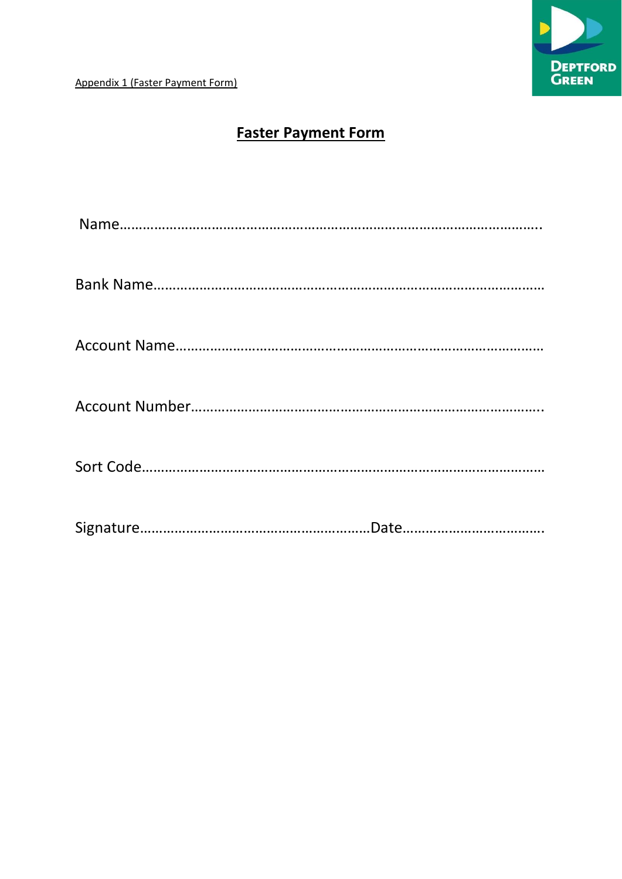Appendix 1 (Faster Payment Form)

# Faster Payment Form

Name……………………………………………………………………………………………….

Bank Name…………………………………………………………………………………………

Account Name…………………………………………………………………………………….

Account Number………………………………………………………………………………..

Sort Code…………………………………………………………………………………………..

Signature……………………………………………………Date……………………………….